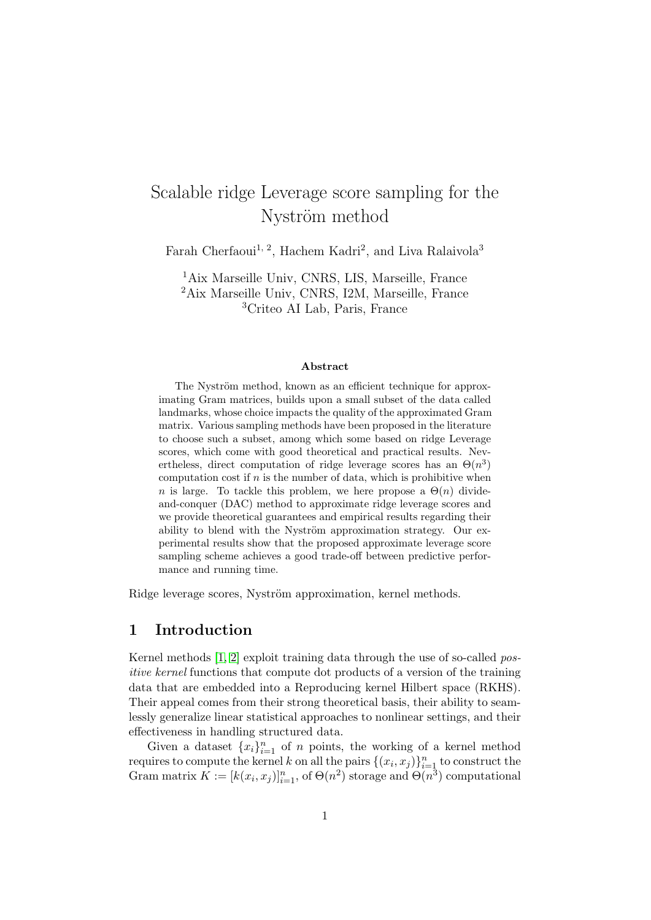# Scalable ridge Leverage score sampling for the Nyström method

Farah Cherfaoui[1, 2], Hachem Kadri[2], and Liva Ralaivola[3]

[1]Aix Marseille Univ, CNRS, LIS, Marseille, France
[2]Aix Marseille Univ, CNRS, I2M, Marseille, France
[3]Criteo AI Lab, Paris, France

### Abstract

The Nyström method, known as an efficient technique for approximating Gram matrices, builds upon a small subset of the data called landmarks, whose choice impacts the quality of the approximated Gram matrix. Various sampling methods have been proposed in the literature to choose such a subset, among which some based on ridge Leverage scores, which come with good theoretical and practical results. Nevertheless, direct computation of ridge leverage scores has an $\Theta(n^3)$ computation cost if $n$ is the number of data, which is prohibitive when $n$ is large. To tackle this problem, we here propose a $\Theta(n)$ divide-and-conquer (DAC) method to approximate ridge leverage scores and we provide theoretical guarantees and empirical results regarding their ability to blend with the Nyström approximation strategy. Our experimental results show that the proposed approximate leverage score sampling scheme achieves a good trade-off between predictive performance and running time.

Ridge leverage scores, Nyström approximation, kernel methods.

## 1 Introduction

Kernel methods [1, 2] exploit training data through the use of so-called *positive kernel* functions that compute dot products of a version of the training data that are embedded into a Reproducing kernel Hilbert space (RKHS). Their appeal comes from their strong theoretical basis, their ability to seamlessly generalize linear statistical approaches to nonlinear settings, and their effectiveness in handling structured data.

Given a dataset $\{x_i\}_{i=1}^n$ of $n$ points, the working of a kernel method requires to compute the kernel $k$ on all the pairs $\{(x_i, x_j)\}_{i=1}^n$ to construct the Gram matrix $K := [k(x_i, x_j)]_{i=1}^n$, of $\Theta(n^2)$ storage and $\Theta(n^3)$ computational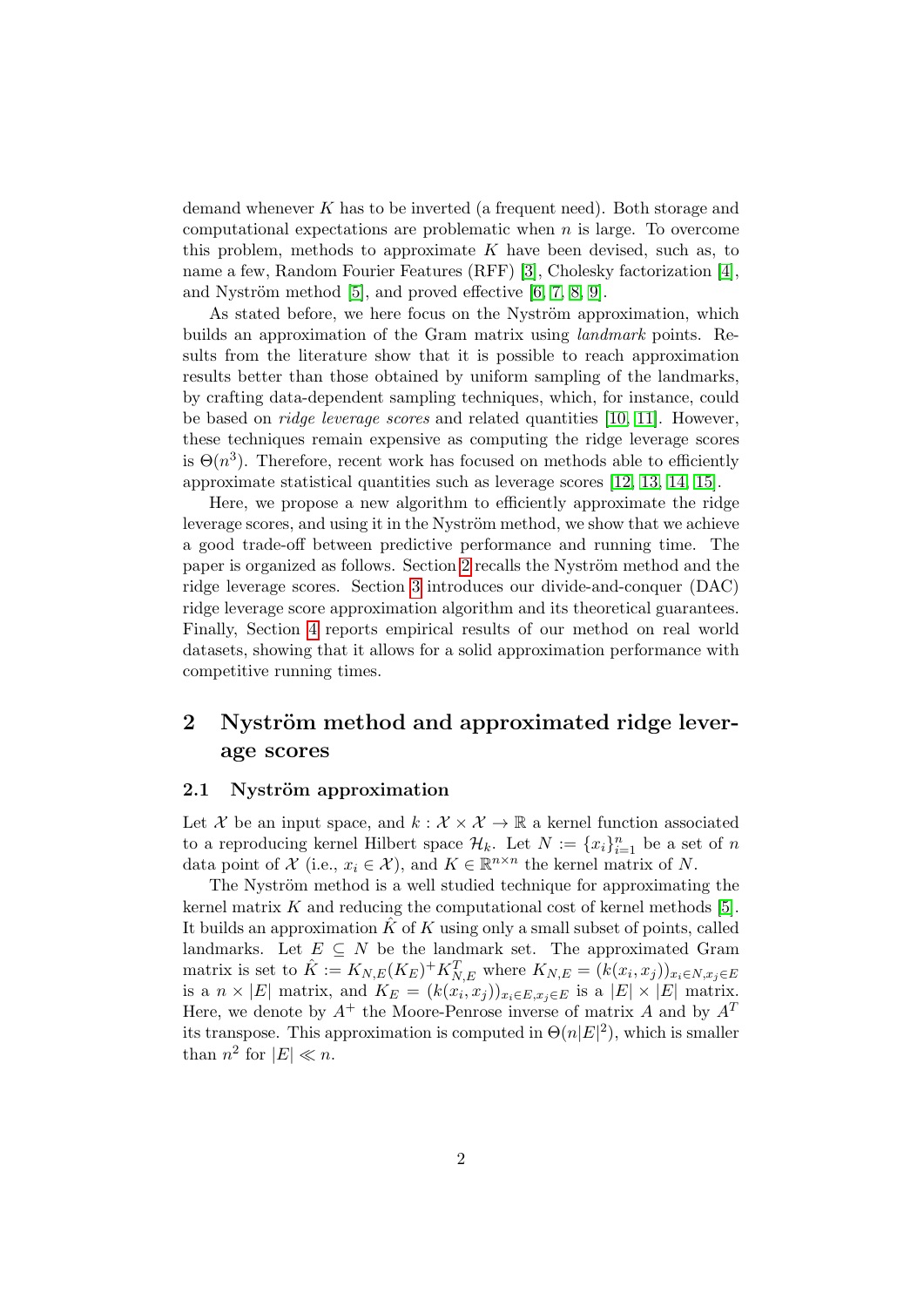demand whenever $K$ has to be inverted (a frequent need). Both storage and computational expectations are problematic when $n$ is large. To overcome this problem, methods to approximate $K$ have been devised, such as, to name a few, Random Fourier Features (RFF) [3], Cholesky factorization [4], and Nyström method [5], and proved effective [6, 7, 8, 9].

As stated before, we here focus on the Nyström approximation, which builds an approximation of the Gram matrix using *landmark* points. Results from the literature show that it is possible to reach approximation results better than those obtained by uniform sampling of the landmarks, by crafting data-dependent sampling techniques, which, for instance, could be based on *ridge leverage scores* and related quantities [10, 11]. However, these techniques remain expensive as computing the ridge leverage scores is $\Theta(n^3)$. Therefore, recent work has focused on methods able to efficiently approximate statistical quantities such as leverage scores [12, 13, 14, 15].

Here, we propose a new algorithm to efficiently approximate the ridge leverage scores, and using it in the Nyström method, we show that we achieve a good trade-off between predictive performance and running time. The paper is organized as follows. Section 2 recalls the Nyström method and the ridge leverage scores. Section 3 introduces our divide-and-conquer (DAC) ridge leverage score approximation algorithm and its theoretical guarantees. Finally, Section 4 reports empirical results of our method on real world datasets, showing that it allows for a solid approximation performance with competitive running times.

## 2 Nyström method and approximated ridge leverage scores

### 2.1 Nyström approximation

Let $\mathcal{X}$ be an input space, and $k : \mathcal{X} \times \mathcal{X} \to \mathbb{R}$ a kernel function associated to a reproducing kernel Hilbert space $\mathcal{H}_k$. Let $N := \{x_i\}_{i=1}^n$ be a set of $n$ data point of $\mathcal{X}$ (i.e., $x_i \in \mathcal{X}$), and $K \in \mathbb{R}^{n\times n}$ the kernel matrix of $N$.

The Nyström method is a well studied technique for approximating the kernel matrix $K$ and reducing the computational cost of kernel methods [5]. It builds an approximation $\hat{K}$ of $K$ using only a small subset of points, called landmarks. Let $E \subseteq N$ be the landmark set. The approximated Gram matrix is set to $\hat{K} := K_{N,E}(K_E)^+ K_{N,E}^T$ where $K_{N,E} = (k(x_i, x_j))_{x_i \in N, x_j \in E}$ is a $n \times |E|$ matrix, and $K_E = (k(x_i, x_j))_{x_i \in E, x_j \in E}$ is a $|E| \times |E|$ matrix. Here, we denote by $A^+$ the Moore-Penrose inverse of matrix $A$ and by $A^T$ its transpose. This approximation is computed in $\Theta(n|E|^2)$, which is smaller than $n^2$ for $|E| \ll n$.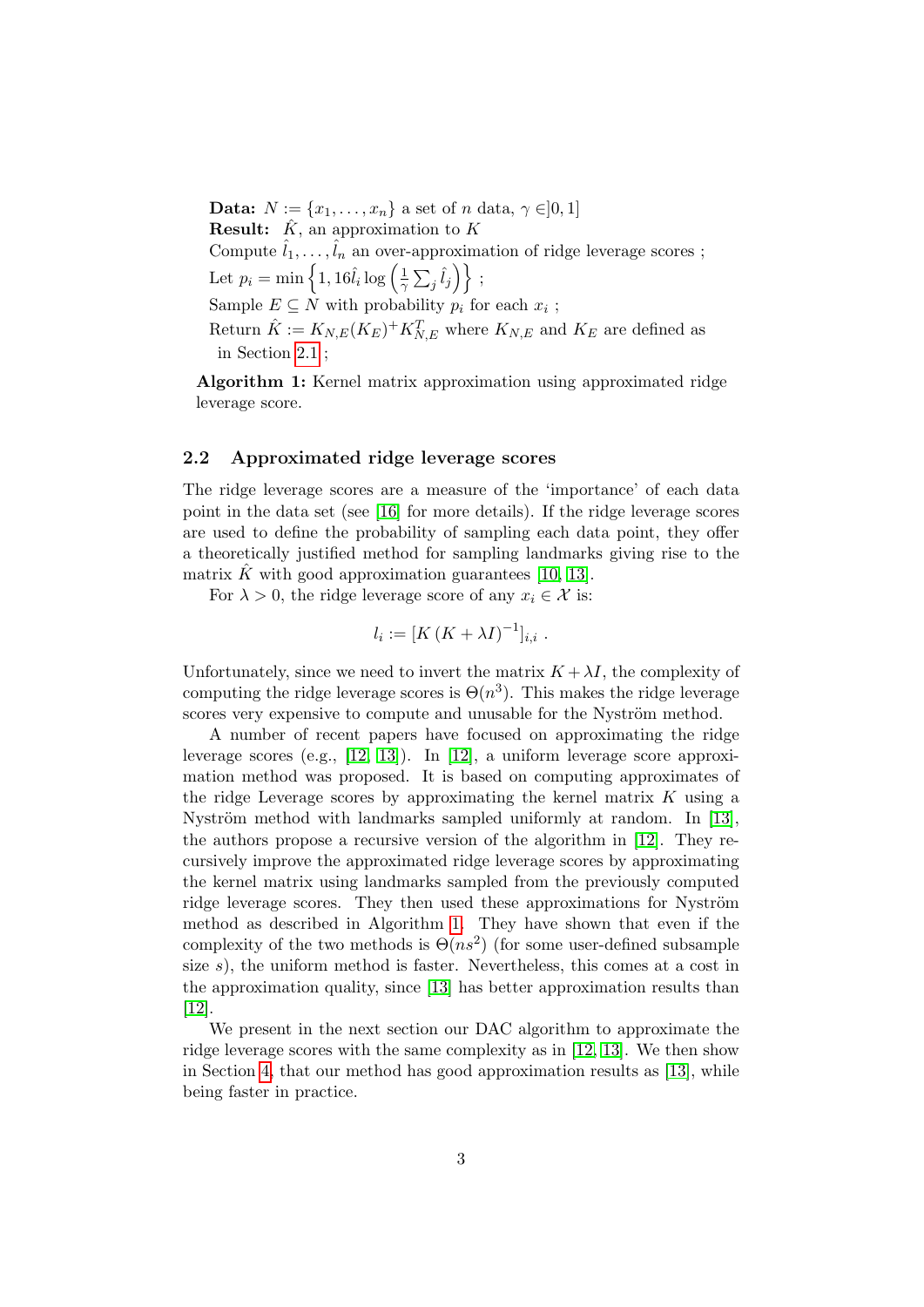**Data:** $N := \{x_1, \ldots, x_n\}$ a set of $n$ data, $\gamma \in ]0, 1]$
**Result:** $\hat{K}$, an approximation to $K$
Compute $\hat{l}_1, \ldots, \hat{l}_n$ an over-approximation of ridge leverage scores ;
Let $p_i = \min\left\{1, 16\hat{l}_i \log\left(\frac{1}{\gamma}\sum_j \hat{l}_j\right)\right\}$ ;
Sample $E \subseteq N$ with probability $p_i$ for each $x_i$ ;
Return $\hat{K} := K_{N,E}(K_E)^+ K_{N,E}^T$ where $K_{N,E}$ and $K_E$ are defined as in Section 2.1 ;

**Algorithm 1:** Kernel matrix approximation using approximated ridge leverage score.

### 2.2 Approximated ridge leverage scores

The ridge leverage scores are a measure of the 'importance' of each data point in the data set (see [16] for more details). If the ridge leverage scores are used to define the probability of sampling each data point, they offer a theoretically justified method for sampling landmarks giving rise to the matrix $\hat{K}$ with good approximation guarantees [10, 13].

For $\lambda > 0$, the ridge leverage score of any $x_i \in \mathcal{X}$ is:

$$l_i := [K(K + \lambda I)^{-1}]_{i,i} \ .$$

Unfortunately, since we need to invert the matrix $K + \lambda I$, the complexity of computing the ridge leverage scores is $\Theta(n^3)$. This makes the ridge leverage scores very expensive to compute and unusable for the Nyström method.

A number of recent papers have focused on approximating the ridge leverage scores (e.g., [12, 13]). In [12], a uniform leverage score approximation method was proposed. It is based on computing approximates of the ridge Leverage scores by approximating the kernel matrix $K$ using a Nyström method with landmarks sampled uniformly at random. In [13], the authors propose a recursive version of the algorithm in [12]. They recursively improve the approximated ridge leverage scores by approximating the kernel matrix using landmarks sampled from the previously computed ridge leverage scores. They then used these approximations for Nyström method as described in Algorithm 1. They have shown that even if the complexity of the two methods is $\Theta(ns^2)$ (for some user-defined subsample size $s$), the uniform method is faster. Nevertheless, this comes at a cost in the approximation quality, since [13] has better approximation results than [12].

We present in the next section our DAC algorithm to approximate the ridge leverage scores with the same complexity as in [12, 13]. We then show in Section 4, that our method has good approximation results as [13], while being faster in practice.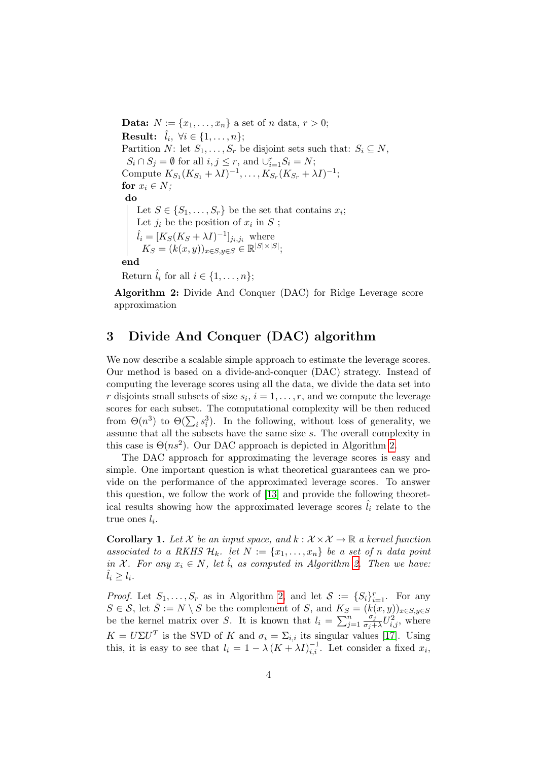**Data:** $N := \{x_1, \ldots, x_n\}$ a set of $n$ data, $r > 0$;
**Result:** $\hat{l}_i, \ \forall i \in \{1, \ldots, n\}$;
Partition $N$: let $S_1, \ldots, S_r$ be disjoint sets such that: $S_i \subseteq N$, $S_i \cap S_j = \emptyset$ for all $i, j \leq r$, and $\cup_{i=1}^r S_i = N$;
Compute $K_{S_1}(K_{S_1} + \lambda I)^{-1}, \ldots, K_{S_r}(K_{S_r} + \lambda I)^{-1}$;
**for** $x_i \in N$;
**do**

  Let $S \in \{S_1, \ldots, S_r\}$ be the set that contains $x_i$;
  Let $j_i$ be the position of $x_i$ in $S$ ;
  $\hat{l}_i = [K_S(K_S + \lambda I)^{-1}]_{j_i, j_i}$ where $K_S = (k(x,y))_{x \in S, y \in S} \in \mathbb{R}^{|S| \times |S|}$;

**end**
Return $\hat{l}_i$ for all $i \in \{1, \ldots, n\}$;

**Algorithm 2:** Divide And Conquer (DAC) for Ridge Leverage score approximation

# 3 Divide And Conquer (DAC) algorithm

We now describe a scalable simple approach to estimate the leverage scores. Our method is based on a divide-and-conquer (DAC) strategy. Instead of computing the leverage scores using all the data, we divide the data set into $r$ disjoints small subsets of size $s_i$, $i = 1, \ldots, r$, and we compute the leverage scores for each subset. The computational complexity will be then reduced from $\Theta(n^3)$ to $\Theta(\sum_i s_i^3)$. In the following, without loss of generality, we assume that all the subsets have the same size $s$. The overall complexity in this case is $\Theta(ns^2)$. Our DAC approach is depicted in Algorithm 2.

The DAC approach for approximating the leverage scores is easy and simple. One important question is what theoretical guarantees can we provide on the performance of the approximated leverage scores. To answer this question, we follow the work of [13] and provide the following theoretical results showing how the approximated leverage scores $\hat{l}_i$ relate to the true ones $l_i$.

**Corollary 1.** *Let $\mathcal{X}$ be an input space, and $k : \mathcal{X} \times \mathcal{X} \to \mathbb{R}$ a kernel function associated to a RKHS $\mathcal{H}_k$. let $N := \{x_1, \ldots, x_n\}$ be a set of $n$ data point in $\mathcal{X}$. For any $x_i \in N$, let $\hat{l}_i$ as computed in Algorithm 2. Then we have: $\hat{l}_i \geq l_i$.*

*Proof.* Let $S_1, \ldots, S_r$ as in Algorithm 2, and let $\mathcal{S} := \{S_i\}_{i=1}^r$. For any $S \in \mathcal{S}$, let $\bar{S} := N \setminus S$ be the complement of $S$, and $K_S = (k(x,y))_{x \in S, y \in S}$ be the kernel matrix over $S$. It is known that $l_i = \sum_{j=1}^n \frac{\sigma_j}{\sigma_j + \lambda} U_{i,j}^2$, where $K = U \Sigma U^T$ is the SVD of $K$ and $\sigma_i = \Sigma_{i,i}$ its singular values [17]. Using this, it is easy to see that $l_i = 1 - \lambda (K + \lambda I)^{-1}_{i,i}$. Let consider a fixed $x_i$,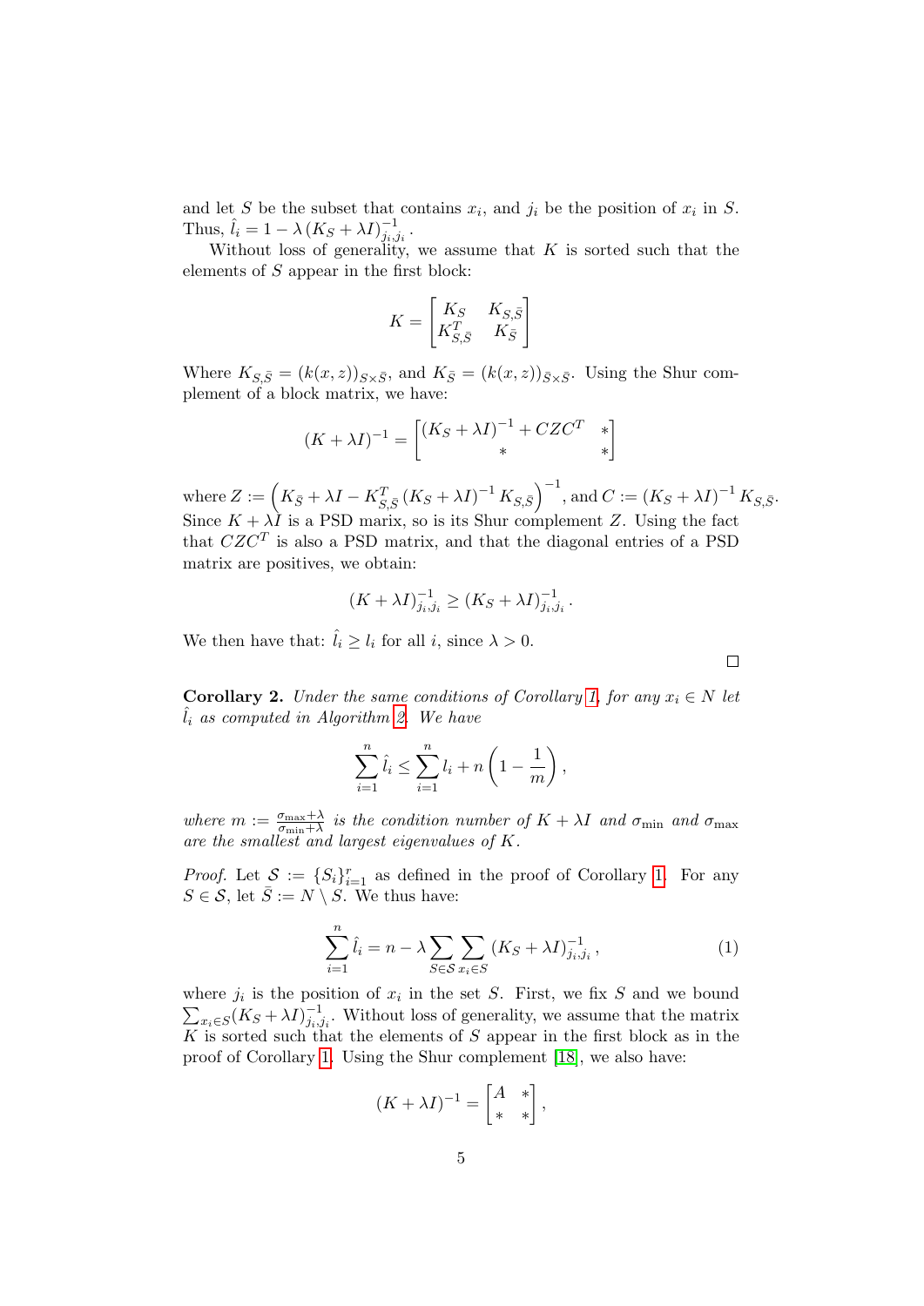and let $S$ be the subset that contains $x_i$, and $j_i$ be the position of $x_i$ in $S$. Thus, $\hat{l}_i = 1 - \lambda \left(K_S + \lambda I\right)^{-1}_{j_i,j_i}$.

Without loss of generality, we assume that $K$ is sorted such that the elements of $S$ appear in the first block:

$$K = \begin{bmatrix} K_S & K_{S,\bar{S}} \\ K_{S,\bar{S}}^T & K_{\bar{S}} \end{bmatrix}$$

Where $K_{S,\bar{S}} = (k(x,z))_{S \times \bar{S}}$, and $K_{\bar{S}} = (k(x,z))_{\bar{S} \times \bar{S}}$. Using the Shur complement of a block matrix, we have:

$$(K + \lambda I)^{-1} = \begin{bmatrix} (K_S + \lambda I)^{-1} + CZC^T & * \\ * & * \end{bmatrix}$$

where $Z := \left(K_{\bar{S}} + \lambda I - K_{S,\bar{S}}^T \left(K_S + \lambda I\right)^{-1} K_{S,\bar{S}}\right)^{-1}$, and $C := \left(K_S + \lambda I\right)^{-1} K_{S,\bar{S}}$. Since $K + \lambda I$ is a PSD marix, so is its Shur complement $Z$. Using the fact that $CZC^T$ is also a PSD matrix, and that the diagonal entries of a PSD matrix are positives, we obtain:

$$(K + \lambda I)^{-1}_{j_i,j_i} \geq (K_S + \lambda I)^{-1}_{j_i,j_i}.$$

We then have that: $\hat{l}_i \geq l_i$ for all $i$, since $\lambda > 0$.

□

**Corollary 2.** *Under the same conditions of Corollary 1, for any $x_i \in N$ let $\hat{l}_i$ as computed in Algorithm 2. We have*

$$\sum_{i=1}^{n} \hat{l}_i \leq \sum_{i=1}^{n} l_i + n\left(1 - \frac{1}{m}\right),$$

*where $m := \frac{\sigma_{\max}+\lambda}{\sigma_{\min}+\lambda}$ is the condition number of $K + \lambda I$ and $\sigma_{\min}$ and $\sigma_{\max}$ are the smallest and largest eigenvalues of $K$.*

*Proof.* Let $\mathcal{S} := \{S_i\}_{i=1}^{r}$ as defined in the proof of Corollary 1. For any $S \in \mathcal{S}$, let $\bar{S} := N \setminus S$. We thus have:

$$\sum_{i=1}^{n} \hat{l}_i = n - \lambda \sum_{S \in \mathcal{S}} \sum_{x_i \in S} (K_S + \lambda I)^{-1}_{j_i,j_i}, \tag{1}$$

where $j_i$ is the position of $x_i$ in the set $S$. First, we fix $S$ and we bound $\sum_{x_i \in S}(K_S + \lambda I)^{-1}_{j_i,j_i}$. Without loss of generality, we assume that the matrix $K$ is sorted such that the elements of $S$ appear in the first block as in the proof of Corollary 1. Using the Shur complement [18], we also have:

$$(K + \lambda I)^{-1} = \begin{bmatrix} A & * \\ * & * \end{bmatrix},$$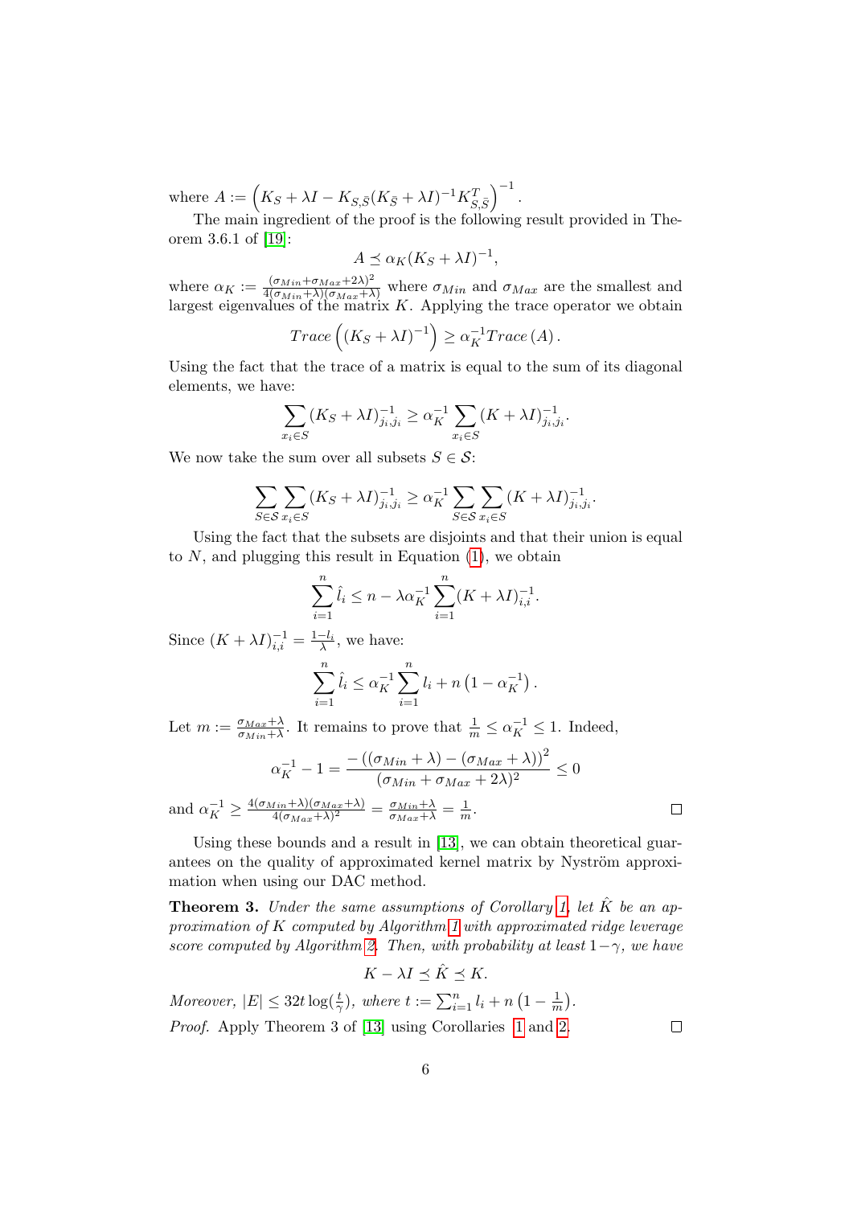where $A := \left(K_S + \lambda I - K_{S,\bar{S}}(K_{\bar{S}} + \lambda I)^{-1} K_{S,\bar{S}}^T\right)^{-1}$.

The main ingredient of the proof is the following result provided in Theorem 3.6.1 of [19]:

$$A \preceq \alpha_K (K_S + \lambda I)^{-1},$$

where $\alpha_K := \frac{(\sigma_{Min} + \sigma_{Max} + 2\lambda)^2}{4(\sigma_{Min} + \lambda)(\sigma_{Max} + \lambda)}$ where $\sigma_{Min}$ and $\sigma_{Max}$ are the smallest and largest eigenvalues of the matrix $K$. Applying the trace operator we obtain

$$Trace\left((K_S + \lambda I)^{-1}\right) \geq \alpha_K^{-1} Trace\left(A\right).$$

Using the fact that the trace of a matrix is equal to the sum of its diagonal elements, we have:

$$\sum_{x_i \in S} (K_S + \lambda I)^{-1}_{j_i,j_i} \geq \alpha_K^{-1} \sum_{x_i \in S} (K + \lambda I)^{-1}_{j_i,j_i}.$$

We now take the sum over all subsets $S \in \mathcal{S}$:

$$\sum_{S \in \mathcal{S}} \sum_{x_i \in S} (K_S + \lambda I)^{-1}_{j_i,j_i} \geq \alpha_K^{-1} \sum_{S \in \mathcal{S}} \sum_{x_i \in S} (K + \lambda I)^{-1}_{j_i,j_i}.$$

Using the fact that the subsets are disjoints and that their union is equal to $N$, and plugging this result in Equation (1), we obtain

$$\sum_{i=1}^{n} \hat{l}_i \leq n - \lambda \alpha_K^{-1} \sum_{i=1}^{n} (K + \lambda I)^{-1}_{i,i}.$$

Since $(K + \lambda I)^{-1}_{i,i} = \frac{1 - l_i}{\lambda}$, we have:

$$\sum_{i=1}^{n} \hat{l}_i \leq \alpha_K^{-1} \sum_{i=1}^{n} l_i + n\left(1 - \alpha_K^{-1}\right).$$

Let $m := \frac{\sigma_{Max} + \lambda}{\sigma_{Min} + \lambda}$. It remains to prove that $\frac{1}{m} \leq \alpha_K^{-1} \leq 1$. Indeed,

$$\alpha_K^{-1} - 1 = \frac{-\left((\sigma_{Min} + \lambda) - (\sigma_{Max} + \lambda)\right)^2}{(\sigma_{Min} + \sigma_{Max} + 2\lambda)^2} \leq 0$$

and $\alpha_K^{-1} \geq \frac{4(\sigma_{Min} + \lambda)(\sigma_{Max} + \lambda)}{4(\sigma_{Max} + \lambda)^2} = \frac{\sigma_{Min} + \lambda}{\sigma_{Max} + \lambda} = \frac{1}{m}$. □

Using these bounds and a result in [13], we can obtain theoretical guarantees on the quality of approximated kernel matrix by Nyström approximation when using our DAC method.

**Theorem 3.** *Under the same assumptions of Corollary 1, let $\hat{K}$ be an approximation of $K$ computed by Algorithm 1 with approximated ridge leverage score computed by Algorithm 2. Then, with probability at least $1 - \gamma$, we have*

$$K - \lambda I \preceq \hat{K} \preceq K.$$

*Moreover, $|E| \leq 32t \log(\frac{t}{\gamma})$, where $t := \sum_{i=1}^{n} l_i + n\left(1 - \frac{1}{m}\right)$.*

*Proof.* Apply Theorem 3 of [13] using Corollaries 1 and 2. □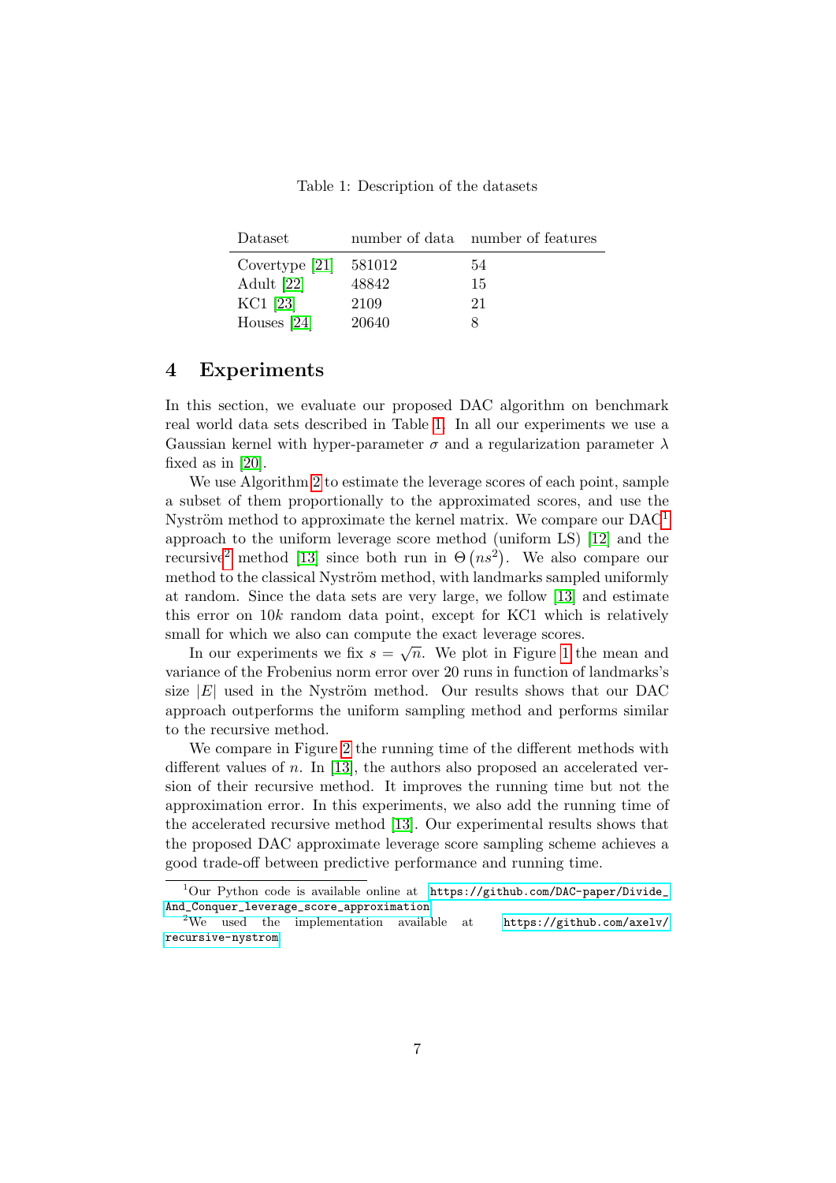Table 1: Description of the datasets

| Dataset | number of data | number of features |
|---|---|---|
| Covertype [21] | 581012 | 54 |
| Adult [22] | 48842 | 15 |
| KC1 [23] | 2109 | 21 |
| Houses [24] | 20640 | 8 |

## 4 Experiments

In this section, we evaluate our proposed DAC algorithm on benchmark real world data sets described in Table 1. In all our experiments we use a Gaussian kernel with hyper-parameter $\sigma$ and a regularization parameter $\lambda$ fixed as in [20].

We use Algorithm 2 to estimate the leverage scores of each point, sample a subset of them proportionally to the approximated scores, and use the Nyström method to approximate the kernel matrix. We compare our DAC[1] approach to the uniform leverage score method (uniform LS) [12] and the recursive[2] method [13] since both run in $\Theta\left(ns^2\right)$. We also compare our method to the classical Nyström method, with landmarks sampled uniformly at random. Since the data sets are very large, we follow [13] and estimate this error on $10k$ random data point, except for KC1 which is relatively small for which we also can compute the exact leverage scores.

In our experiments we fix $s = \sqrt{n}$. We plot in Figure 1 the mean and variance of the Frobenius norm error over 20 runs in function of landmarks's size $|E|$ used in the Nyström method. Our results shows that our DAC approach outperforms the uniform sampling method and performs similar to the recursive method.

We compare in Figure 2 the running time of the different methods with different values of $n$. In [13], the authors also proposed an accelerated version of their recursive method. It improves the running time but not the approximation error. In this experiments, we also add the running time of the accelerated recursive method [13]. Our experimental results shows that the proposed DAC approximate leverage score sampling scheme achieves a good trade-off between predictive performance and running time.

---

[1] Our Python code is available online at https://github.com/DAC-paper/Divide_And_Conquer_leverage_score_approximation

[2] We used the implementation available at https://github.com/axelv/recursive-nystrom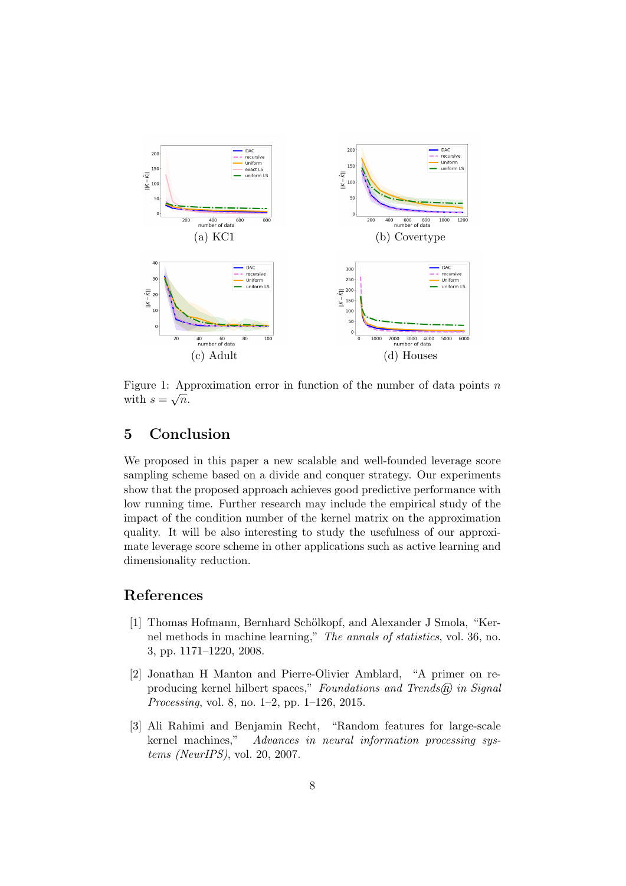(a) KC1

(b) Covertype

(c) Adult

(d) Houses

Figure 1: Approximation error in function of the number of data points $n$ with $s = \sqrt{n}$.

## 5 Conclusion

We proposed in this paper a new scalable and well-founded leverage score sampling scheme based on a divide and conquer strategy. Our experiments show that the proposed approach achieves good predictive performance with low running time. Further research may include the empirical study of the impact of the condition number of the kernel matrix on the approximation quality. It will be also interesting to study the usefulness of our approximate leverage score scheme in other applications such as active learning and dimensionality reduction.

## References

[1] Thomas Hofmann, Bernhard Schölkopf, and Alexander J Smola, "Kernel methods in machine learning," *The annals of statistics*, vol. 36, no. 3, pp. 1171–1220, 2008.

[2] Jonathan H Manton and Pierre-Olivier Amblard, "A primer on reproducing kernel hilbert spaces," *Foundations and Trends® in Signal Processing*, vol. 8, no. 1–2, pp. 1–126, 2015.

[3] Ali Rahimi and Benjamin Recht, "Random features for large-scale kernel machines," *Advances in neural information processing systems (NeurIPS)*, vol. 20, 2007.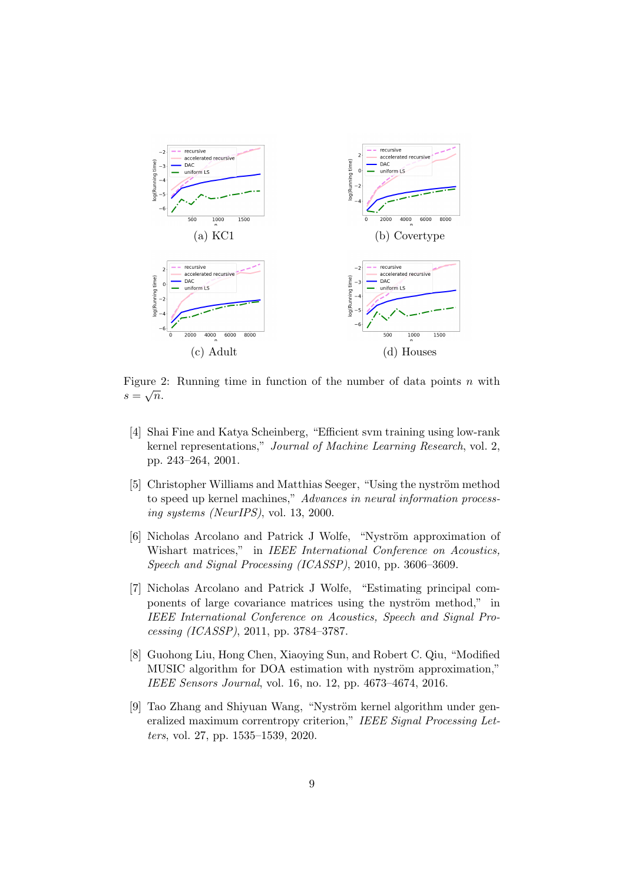(a) KC1

(b) Covertype

(c) Adult

(d) Houses

Figure 2: Running time in function of the number of data points $n$ with $s = \sqrt{n}$.

[4] Shai Fine and Katya Scheinberg, "Efficient svm training using low-rank kernel representations," *Journal of Machine Learning Research*, vol. 2, pp. 243–264, 2001.

[5] Christopher Williams and Matthias Seeger, "Using the nyström method to speed up kernel machines," *Advances in neural information processing systems (NeurIPS)*, vol. 13, 2000.

[6] Nicholas Arcolano and Patrick J Wolfe, "Nyström approximation of Wishart matrices," in *IEEE International Conference on Acoustics, Speech and Signal Processing (ICASSP)*, 2010, pp. 3606–3609.

[7] Nicholas Arcolano and Patrick J Wolfe, "Estimating principal components of large covariance matrices using the nyström method," in *IEEE International Conference on Acoustics, Speech and Signal Processing (ICASSP)*, 2011, pp. 3784–3787.

[8] Guohong Liu, Hong Chen, Xiaoying Sun, and Robert C. Qiu, "Modified MUSIC algorithm for DOA estimation with nyström approximation," *IEEE Sensors Journal*, vol. 16, no. 12, pp. 4673–4674, 2016.

[9] Tao Zhang and Shiyuan Wang, "Nyström kernel algorithm under generalized maximum correntropy criterion," *IEEE Signal Processing Letters*, vol. 27, pp. 1535–1539, 2020.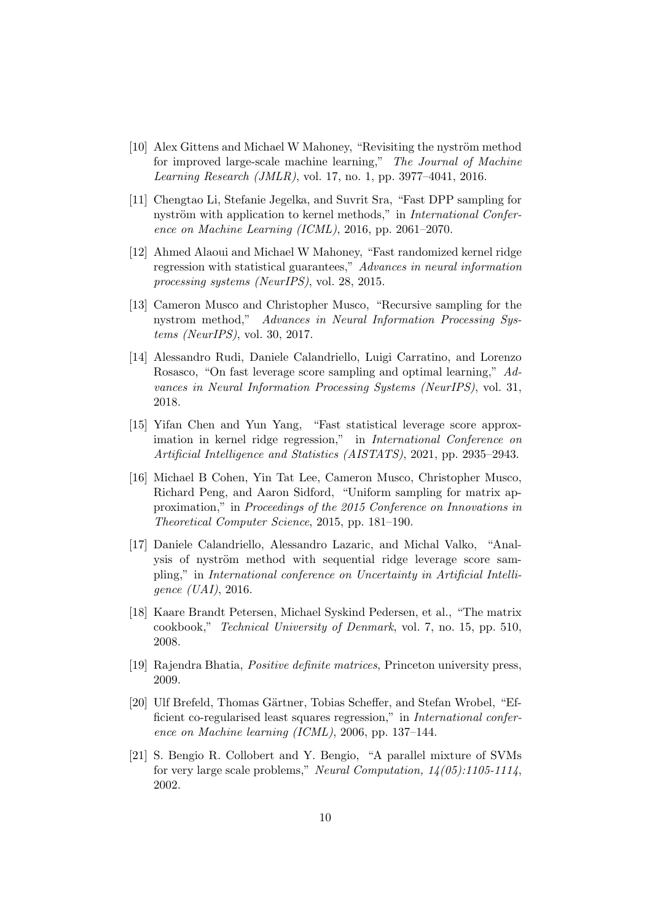[10] Alex Gittens and Michael W Mahoney, "Revisiting the nyström method for improved large-scale machine learning," *The Journal of Machine Learning Research (JMLR)*, vol. 17, no. 1, pp. 3977–4041, 2016.

[11] Chengtao Li, Stefanie Jegelka, and Suvrit Sra, "Fast DPP sampling for nyström with application to kernel methods," in *International Conference on Machine Learning (ICML)*, 2016, pp. 2061–2070.

[12] Ahmed Alaoui and Michael W Mahoney, "Fast randomized kernel ridge regression with statistical guarantees," *Advances in neural information processing systems (NeurIPS)*, vol. 28, 2015.

[13] Cameron Musco and Christopher Musco, "Recursive sampling for the nystrom method," *Advances in Neural Information Processing Systems (NeurIPS)*, vol. 30, 2017.

[14] Alessandro Rudi, Daniele Calandriello, Luigi Carratino, and Lorenzo Rosasco, "On fast leverage score sampling and optimal learning," *Advances in Neural Information Processing Systems (NeurIPS)*, vol. 31, 2018.

[15] Yifan Chen and Yun Yang, "Fast statistical leverage score approximation in kernel ridge regression," in *International Conference on Artificial Intelligence and Statistics (AISTATS)*, 2021, pp. 2935–2943.

[16] Michael B Cohen, Yin Tat Lee, Cameron Musco, Christopher Musco, Richard Peng, and Aaron Sidford, "Uniform sampling for matrix approximation," in *Proceedings of the 2015 Conference on Innovations in Theoretical Computer Science*, 2015, pp. 181–190.

[17] Daniele Calandriello, Alessandro Lazaric, and Michal Valko, "Analysis of nyström method with sequential ridge leverage score sampling," in *International conference on Uncertainty in Artificial Intelligence (UAI)*, 2016.

[18] Kaare Brandt Petersen, Michael Syskind Pedersen, et al., "The matrix cookbook," *Technical University of Denmark*, vol. 7, no. 15, pp. 510, 2008.

[19] Rajendra Bhatia, *Positive definite matrices*, Princeton university press, 2009.

[20] Ulf Brefeld, Thomas Gärtner, Tobias Scheffer, and Stefan Wrobel, "Efficient co-regularised least squares regression," in *International conference on Machine learning (ICML)*, 2006, pp. 137–144.

[21] S. Bengio R. Collobert and Y. Bengio, "A parallel mixture of SVMs for very large scale problems," *Neural Computation, 14(05):1105-1114*, 2002.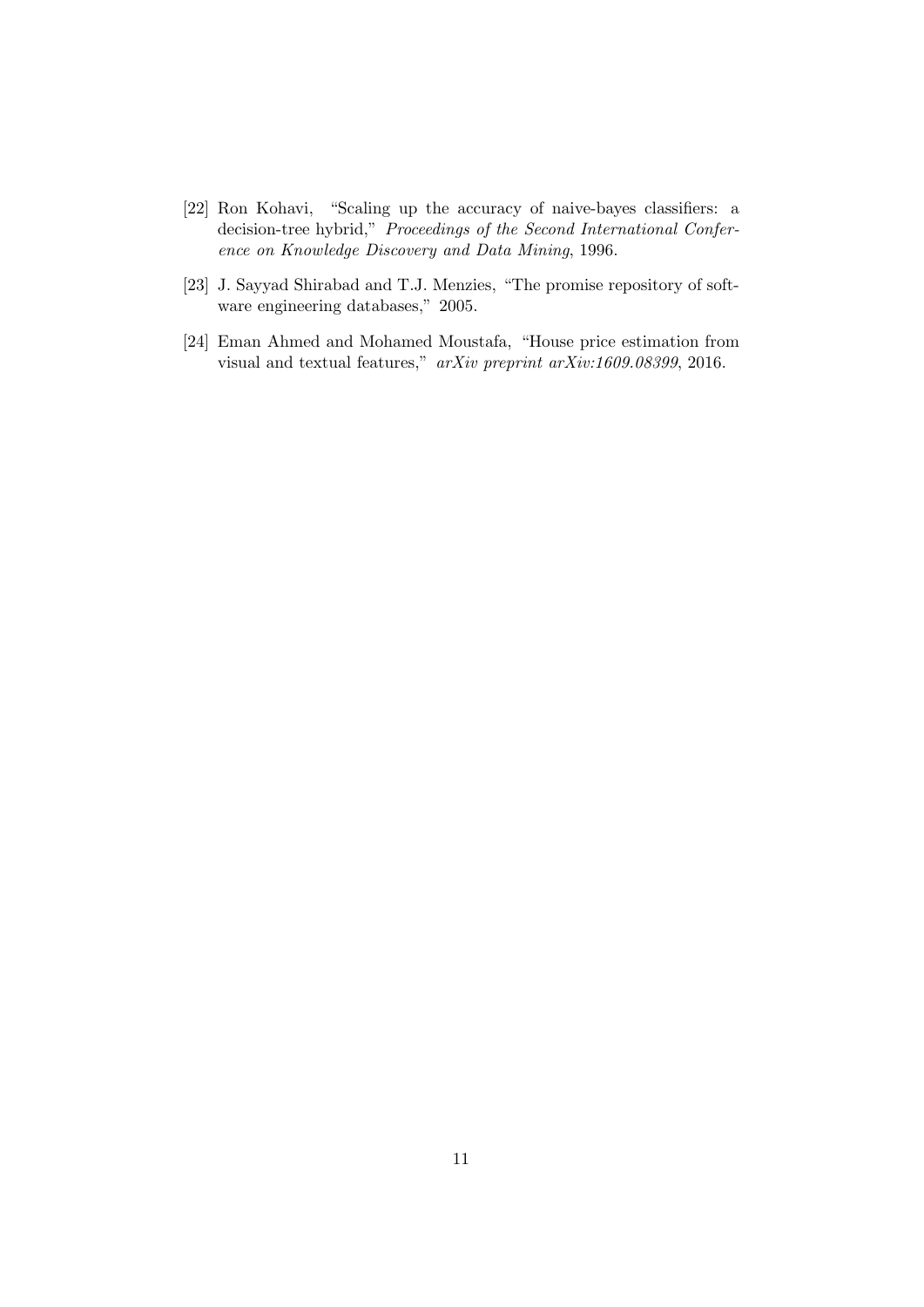[22] Ron Kohavi, "Scaling up the accuracy of naive-bayes classifiers: a decision-tree hybrid," *Proceedings of the Second International Conference on Knowledge Discovery and Data Mining*, 1996.

[23] J. Sayyad Shirabad and T.J. Menzies, "The promise repository of software engineering databases," 2005.

[24] Eman Ahmed and Mohamed Moustafa, "House price estimation from visual and textual features," *arXiv preprint arXiv:1609.08399*, 2016.